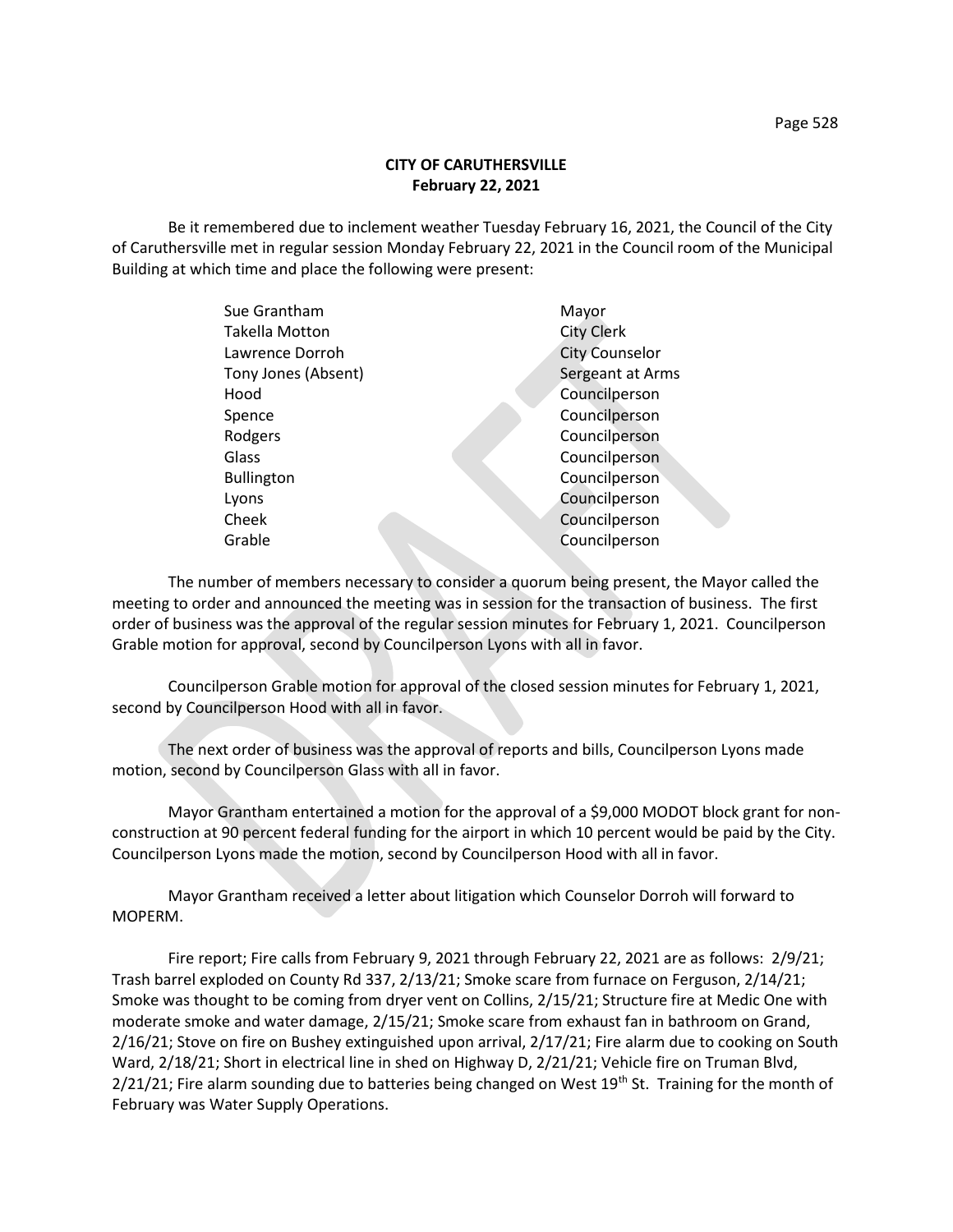**CITY OF CARUTHERSVILLE**
**February 22, 2021**

Be it remembered due to inclement weather Tuesday February 16, 2021, the Council of the City of Caruthersville met in regular session Monday February 22, 2021 in the Council room of the Municipal Building at which time and place the following were present:

| | |
|---|---|
| Sue Grantham | Mayor |
| Takella Motton | City Clerk |
| Lawrence Dorroh | City Counselor |
| Tony Jones (Absent) | Sergeant at Arms |
| Hood | Councilperson |
| Spence | Councilperson |
| Rodgers | Councilperson |
| Glass | Councilperson |
| Bullington | Councilperson |
| Lyons | Councilperson |
| Cheek | Councilperson |
| Grable | Councilperson |

The number of members necessary to consider a quorum being present, the Mayor called the meeting to order and announced the meeting was in session for the transaction of business. The first order of business was the approval of the regular session minutes for February 1, 2021. Councilperson Grable motion for approval, second by Councilperson Lyons with all in favor.

Councilperson Grable motion for approval of the closed session minutes for February 1, 2021, second by Councilperson Hood with all in favor.

The next order of business was the approval of reports and bills, Councilperson Lyons made motion, second by Councilperson Glass with all in favor.

Mayor Grantham entertained a motion for the approval of a $9,000 MODOT block grant for non-construction at 90 percent federal funding for the airport in which 10 percent would be paid by the City. Councilperson Lyons made the motion, second by Councilperson Hood with all in favor.

Mayor Grantham received a letter about litigation which Counselor Dorroh will forward to MOPERM.

Fire report; Fire calls from February 9, 2021 through February 22, 2021 are as follows: 2/9/21; Trash barrel exploded on County Rd 337, 2/13/21; Smoke scare from furnace on Ferguson, 2/14/21; Smoke was thought to be coming from dryer vent on Collins, 2/15/21; Structure fire at Medic One with moderate smoke and water damage, 2/15/21; Smoke scare from exhaust fan in bathroom on Grand, 2/16/21; Stove on fire on Bushey extinguished upon arrival, 2/17/21; Fire alarm due to cooking on South Ward, 2/18/21; Short in electrical line in shed on Highway D, 2/21/21; Vehicle fire on Truman Blvd, 2/21/21; Fire alarm sounding due to batteries being changed on West 19th St. Training for the month of February was Water Supply Operations.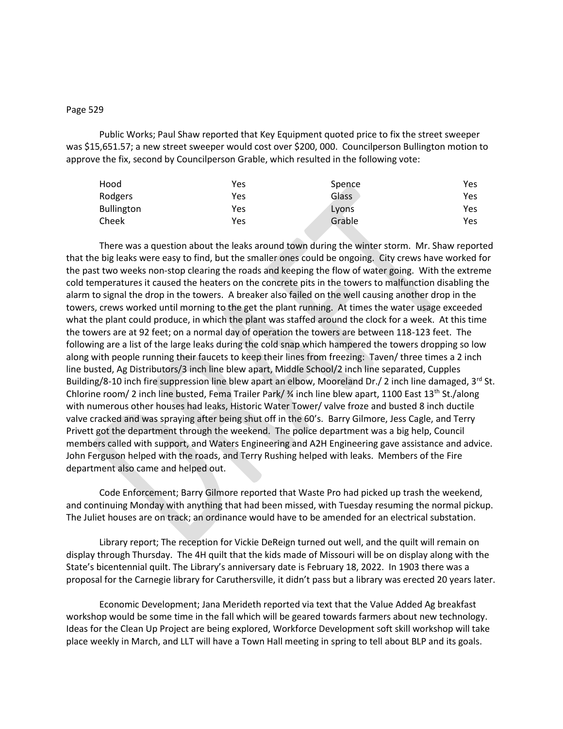Public Works; Paul Shaw reported that Key Equipment quoted price to fix the street sweeper was $15,651.57; a new street sweeper would cost over $200, 000. Councilperson Bullington motion to approve the fix, second by Councilperson Grable, which resulted in the following vote:

| | | | |
|---|---|---|---|
| Hood | Yes | Spence | Yes |
| Rodgers | Yes | Glass | Yes |
| Bullington | Yes | Lyons | Yes |
| Cheek | Yes | Grable | Yes |

There was a question about the leaks around town during the winter storm. Mr. Shaw reported that the big leaks were easy to find, but the smaller ones could be ongoing. City crews have worked for the past two weeks non-stop clearing the roads and keeping the flow of water going. With the extreme cold temperatures it caused the heaters on the concrete pits in the towers to malfunction disabling the alarm to signal the drop in the towers. A breaker also failed on the well causing another drop in the towers, crews worked until morning to the get the plant running. At times the water usage exceeded what the plant could produce, in which the plant was staffed around the clock for a week. At this time the towers are at 92 feet; on a normal day of operation the towers are between 118-123 feet. The following are a list of the large leaks during the cold snap which hampered the towers dropping so low along with people running their faucets to keep their lines from freezing: Taven/ three times a 2 inch line busted, Ag Distributors/3 inch line blew apart, Middle School/2 inch line separated, Cupples Building/8-10 inch fire suppression line blew apart an elbow, Mooreland Dr./ 2 inch line damaged, 3rd St. Chlorine room/ 2 inch line busted, Fema Trailer Park/ ¾ inch line blew apart, 1100 East 13th St./along with numerous other houses had leaks, Historic Water Tower/ valve froze and busted 8 inch ductile valve cracked and was spraying after being shut off in the 60's. Barry Gilmore, Jess Cagle, and Terry Privett got the department through the weekend. The police department was a big help, Council members called with support, and Waters Engineering and A2H Engineering gave assistance and advice. John Ferguson helped with the roads, and Terry Rushing helped with leaks. Members of the Fire department also came and helped out.

Code Enforcement; Barry Gilmore reported that Waste Pro had picked up trash the weekend, and continuing Monday with anything that had been missed, with Tuesday resuming the normal pickup. The Juliet houses are on track; an ordinance would have to be amended for an electrical substation.

Library report; The reception for Vickie DeReign turned out well, and the quilt will remain on display through Thursday. The 4H quilt that the kids made of Missouri will be on display along with the State's bicentennial quilt. The Library's anniversary date is February 18, 2022. In 1903 there was a proposal for the Carnegie library for Caruthersville, it didn't pass but a library was erected 20 years later.

Economic Development; Jana Merideth reported via text that the Value Added Ag breakfast workshop would be some time in the fall which will be geared towards farmers about new technology. Ideas for the Clean Up Project are being explored, Workforce Development soft skill workshop will take place weekly in March, and LLT will have a Town Hall meeting in spring to tell about BLP and its goals.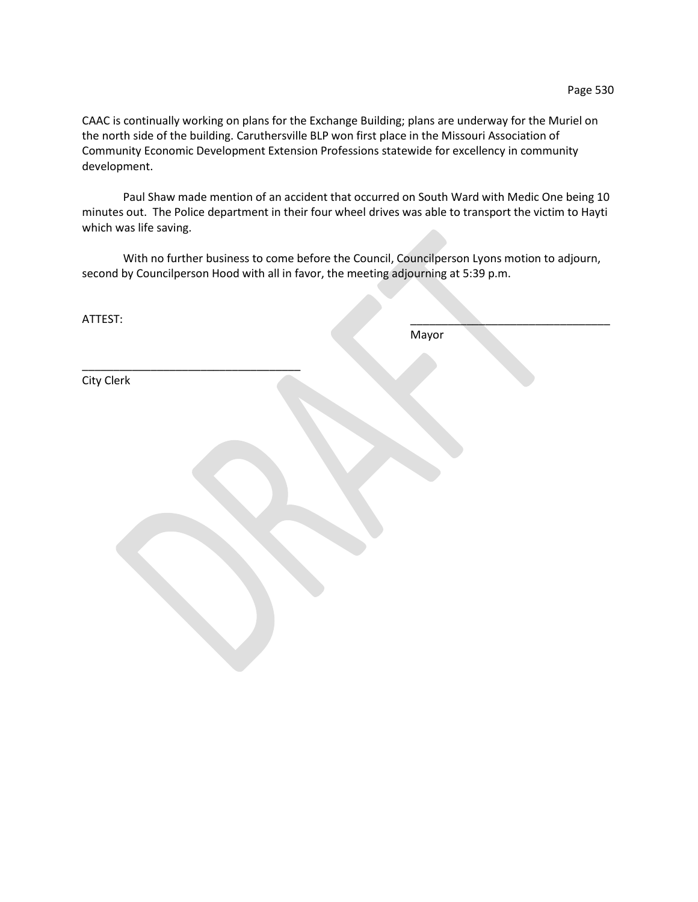CAAC is continually working on plans for the Exchange Building; plans are underway for the Muriel on the north side of the building. Caruthersville BLP won first place in the Missouri Association of Community Economic Development Extension Professions statewide for excellency in community development.

Paul Shaw made mention of an accident that occurred on South Ward with Medic One being 10 minutes out. The Police department in their four wheel drives was able to transport the victim to Hayti which was life saving.

With no further business to come before the Council, Councilperson Lyons motion to adjourn, second by Councilperson Hood with all in favor, the meeting adjourning at 5:39 p.m.

ATTEST: \_\_\_\_\_\_\_\_\_\_\_\_\_\_\_\_\_\_\_\_\_\_\_\_\_\_\_\_\_\_\_\_

Mayor

\_\_\_\_\_\_\_\_\_\_\_\_\_\_\_\_\_\_\_\_\_\_\_\_\_\_\_\_\_\_\_\_\_\_\_

City Clerk